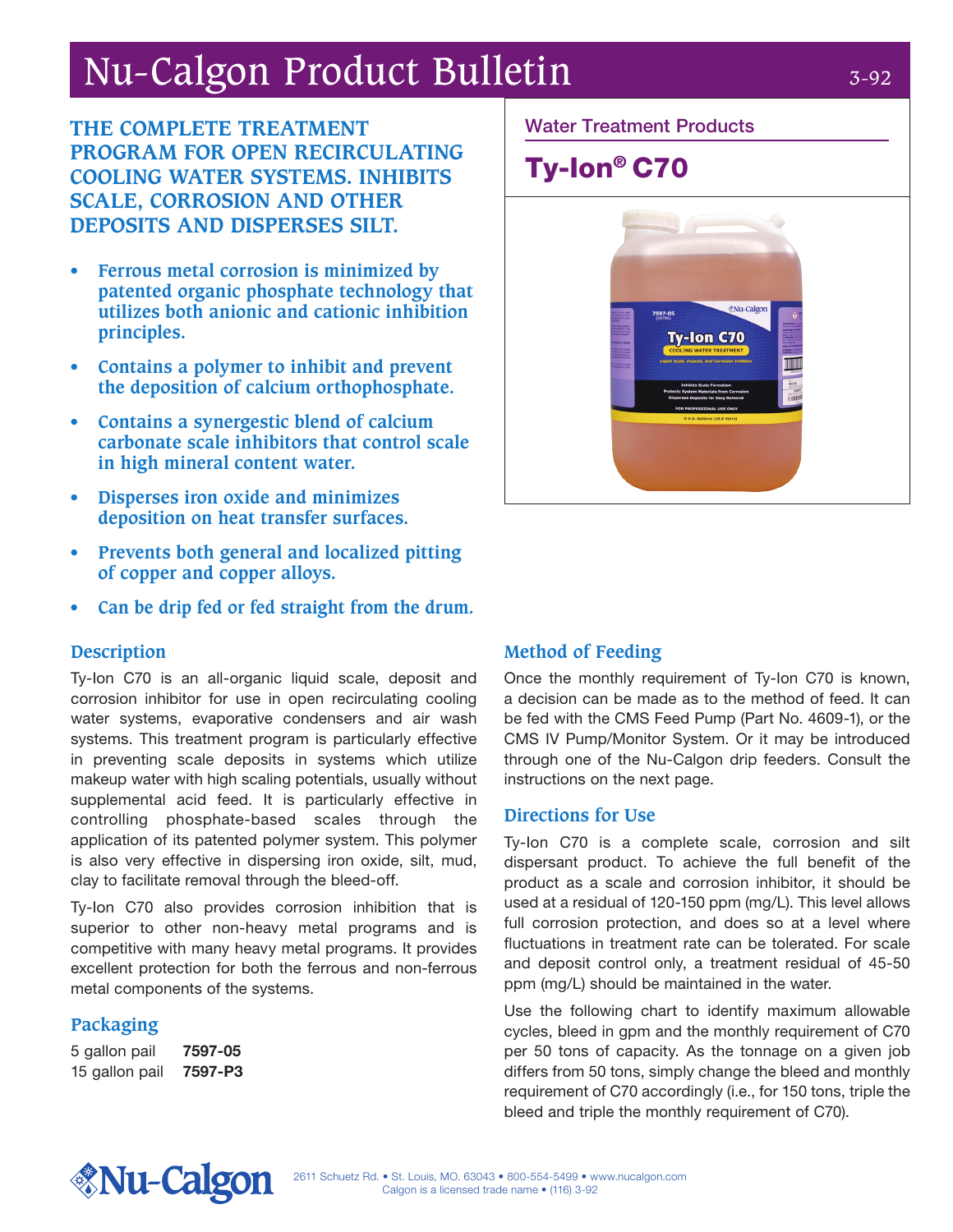# Nu-Calgon Product Bulletin

3-92

Water Treatment Products

## Ty-Ion® C70

**THE COMPLETE TREATMENT PROGRAM FOR OPEN RECIRCULATING COOLING WATER SYSTEMS. INHIBITS SCALE, CORROSION AND OTHER DEPOSITS AND DISPERSES SILT.**

- **Ferrous metal corrosion is minimized by patented organic phosphate technology that utilizes both anionic and cationic inhibition principles.**
- **Contains a polymer to inhibit and prevent the deposition of calcium orthophosphate.**
- **Contains a synergestic blend of calcium carbonate scale inhibitors that control scale in high mineral content water.**
- **Disperses iron oxide and minimizes deposition on heat transfer surfaces.**
- **Prevents both general and localized pitting of copper and copper alloys.**
- **Can be drip fed or fed straight from the drum.**

### Description

Ty-Ion C70 is an all-organic liquid scale, deposit and corrosion inhibitor for use in open recirculating cooling water systems, evaporative condensers and air wash systems. This treatment program is particularly effective in preventing scale deposits in systems which utilize makeup water with high scaling potentials, usually without supplemental acid feed. It is particularly effective in controlling phosphate-based scales through the application of its patented polymer system. This polymer is also very effective in dispersing iron oxide, silt, mud, clay to facilitate removal through the bleed-off.

Ty-Ion C70 also provides corrosion inhibition that is superior to other non-heavy metal programs and is competitive with many heavy metal programs. It provides excellent protection for both the ferrous and non-ferrous metal components of the systems.

### Packaging

| | |
|---|---|
| 5 gallon pail | **7597-05** |
| 15 gallon pail | **7597-P3** |

### Method of Feeding

Once the monthly requirement of Ty-Ion C70 is known, a decision can be made as to the method of feed. It can be fed with the CMS Feed Pump (Part No. 4609-1), or the CMS IV Pump/Monitor System. Or it may be introduced through one of the Nu-Calgon drip feeders. Consult the instructions on the next page.

### Directions for Use

Ty-Ion C70 is a complete scale, corrosion and silt dispersant product. To achieve the full benefit of the product as a scale and corrosion inhibitor, it should be used at a residual of 120-150 ppm (mg/L). This level allows full corrosion protection, and does so at a level where fluctuations in treatment rate can be tolerated. For scale and deposit control only, a treatment residual of 45-50 ppm (mg/L) should be maintained in the water.

Use the following chart to identify maximum allowable cycles, bleed in gpm and the monthly requirement of C70 per 50 tons of capacity. As the tonnage on a given job differs from 50 tons, simply change the bleed and monthly requirement of C70 accordingly (i.e., for 150 tons, triple the bleed and triple the monthly requirement of C70).

Nu-Calgon

2611 Schuetz Rd. • St. Louis, MO. 63043 • 800-554-5499 • www.nucalgon.com
Calgon is a licensed trade name • (116) 3-92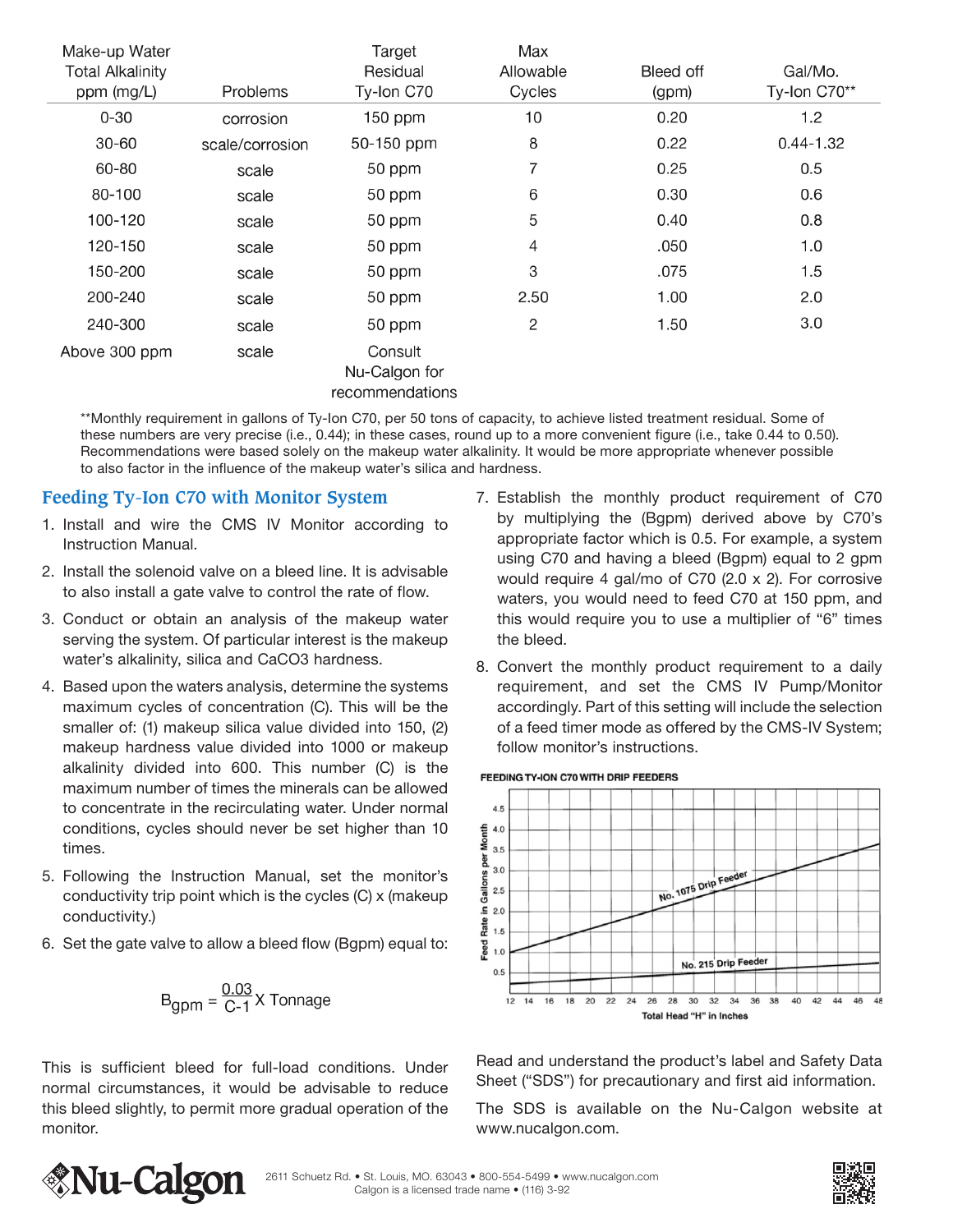| Make-up Water Total Alkalinity ppm (mg/L) | Problems | Target Residual Ty-Ion C70 | Max Allowable Cycles | Bleed off (gpm) | Gal/Mo. Ty-Ion C70** |
|---|---|---|---|---|---|
| 0-30 | corrosion | 150 ppm | 10 | 0.20 | 1.2 |
| 30-60 | scale/corrosion | 50-150 ppm | 8 | 0.22 | 0.44-1.32 |
| 60-80 | scale | 50 ppm | 7 | 0.25 | 0.5 |
| 80-100 | scale | 50 ppm | 6 | 0.30 | 0.6 |
| 100-120 | scale | 50 ppm | 5 | 0.40 | 0.8 |
| 120-150 | scale | 50 ppm | 4 | .050 | 1.0 |
| 150-200 | scale | 50 ppm | 3 | .075 | 1.5 |
| 200-240 | scale | 50 ppm | 2.50 | 1.00 | 2.0 |
| 240-300 | scale | 50 ppm | 2 | 1.50 | 3.0 |
| Above 300 ppm | scale | Consult Nu-Calgon for recommendations | | | |

**Monthly requirement in gallons of Ty-Ion C70, per 50 tons of capacity, to achieve listed treatment residual. Some of these numbers are very precise (i.e., 0.44); in these cases, round up to a more convenient figure (i.e., take 0.44 to 0.50). Recommendations were based solely on the makeup water alkalinity. It would be more appropriate whenever possible to also factor in the influence of the makeup water's silica and hardness.

## Feeding Ty-Ion C70 with Monitor System

1. Install and wire the CMS IV Monitor according to Instruction Manual.
2. Install the solenoid valve on a bleed line. It is advisable to also install a gate valve to control the rate of flow.
3. Conduct or obtain an analysis of the makeup water serving the system. Of particular interest is the makeup water's alkalinity, silica and CaCO3 hardness.
4. Based upon the waters analysis, determine the systems maximum cycles of concentration (C). This will be the smaller of: (1) makeup silica value divided into 150, (2) makeup hardness value divided into 1000 or makeup alkalinity divided into 600. This number (C) is the maximum number of times the minerals can be allowed to concentrate in the recirculating water. Under normal conditions, cycles should never be set higher than 10 times.
5. Following the Instruction Manual, set the monitor's conductivity trip point which is the cycles (C) x (makeup conductivity.)
6. Set the gate valve to allow a bleed flow (Bgpm) equal to:

$$B_{gpm} = \frac{0.03}{C-1} \text{ X Tonnage}$$

This is sufficient bleed for full-load conditions. Under normal circumstances, it would be advisable to reduce this bleed slightly, to permit more gradual operation of the monitor.

7. Establish the monthly product requirement of C70 by multiplying the (Bgpm) derived above by C70's appropriate factor which is 0.5. For example, a system using C70 and having a bleed (Bgpm) equal to 2 gpm would require 4 gal/mo of C70 (2.0 x 2). For corrosive waters, you would need to feed C70 at 150 ppm, and this would require you to use a multiplier of "6" times the bleed.
8. Convert the monthly product requirement to a daily requirement, and set the CMS IV Pump/Monitor accordingly. Part of this setting will include the selection of a feed timer mode as offered by the CMS-IV System; follow monitor's instructions.

FEEDING TY-ION C70 WITH DRIP FEEDERS

Feed Rate in Gallons per Month

4.5
4.0
3.5
3.0
2.5
2.0
1.5
1.0
0.5

No. 1075 Drip Feeder

No. 215 Drip Feeder

12 14 16 18 20 22 24 26 28 30 32 34 36 38 40 42 44 46 48

Total Head "H" in Inches

Read and understand the product's label and Safety Data Sheet ("SDS") for precautionary and first aid information.

The SDS is available on the Nu-Calgon website at www.nucalgon.com.

Nu-Calgon

2611 Schuetz Rd. • St. Louis, MO. 63043 • 800-554-5499 • www.nucalgon.com
Calgon is a licensed trade name • (116) 3-92